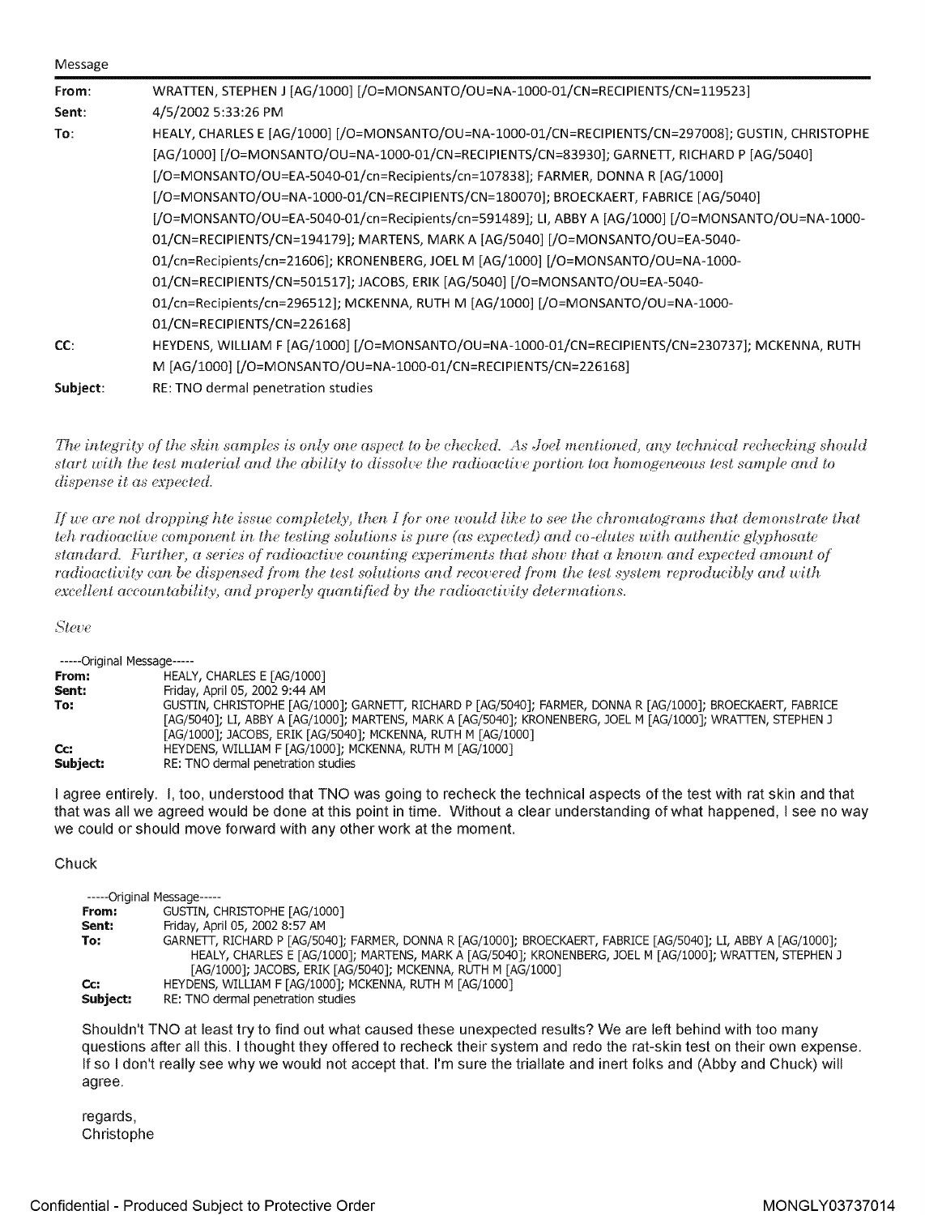Message

| | |
|---|---|
| **From:** | WRATTEN, STEPHEN J [AG/1000] [/O=MONSANTO/OU=NA-1000-01/CN=RECIPIENTS/CN=119523] |
| **Sent:** | 4/5/2002 5:33:26 PM |
| **To:** | HEALY, CHARLES E [AG/1000] [/O=MONSANTO/OU=NA-1000-01/CN=RECIPIENTS/CN=297008]; GUSTIN, CHRISTOPHE [AG/1000] [/O=MONSANTO/OU=NA-1000-01/CN=RECIPIENTS/CN=83930]; GARNETT, RICHARD P [AG/5040] [/O=MONSANTO/OU=EA-5040-01/cn=Recipients/cn=107838]; FARMER, DONNA R [AG/1000] [/O=MONSANTO/OU=NA-1000-01/CN=RECIPIENTS/CN=180070]; BROECKAERT, FABRICE [AG/5040] [/O=MONSANTO/OU=EA-5040-01/cn=Recipients/cn=591489]; LI, ABBY A [AG/1000] [/O=MONSANTO/OU=NA-1000-01/CN=RECIPIENTS/CN=194179]; MARTENS, MARK A [AG/5040] [/O=MONSANTO/OU=EA-5040-01/cn=Recipients/cn=21606]; KRONENBERG, JOEL M [AG/1000] [/O=MONSANTO/OU=NA-1000-01/CN=RECIPIENTS/CN=501517]; JACOBS, ERIK [AG/5040] [/O=MONSANTO/OU=EA-5040-01/cn=Recipients/cn=296512]; MCKENNA, RUTH M [AG/1000] [/O=MONSANTO/OU=NA-1000-01/CN=RECIPIENTS/CN=226168] |
| **CC:** | HEYDENS, WILLIAM F [AG/1000] [/O=MONSANTO/OU=NA-1000-01/CN=RECIPIENTS/CN=230737]; MCKENNA, RUTH M [AG/1000] [/O=MONSANTO/OU=NA-1000-01/CN=RECIPIENTS/CN=226168] |
| **Subject:** | RE: TNO dermal penetration studies |

*The integrity of the skin samples is only one aspect to be checked. As Joel mentioned, any technical rechecking should start with the test material and the ability to dissolve the radioactive portion toa homogeneous test sample and to dispense it as expected.*

*If we are not dropping hte issue completely, then I for one would like to see the chromatograms that demonstrate that teh radioactive component in the testing solutions is pure (as expected) and co-elutes with authentic glyphosate standard. Further, a series of radioactive counting experiments that show that a known and expected amount of radioactivity can be dispensed from the test solutions and recovered from the test system reproducibly and with excellent accountability, and properly quantified by the radioactivity determinations.*

*Steve*

-----Original Message-----
**From:** HEALY, CHARLES E [AG/1000]
**Sent:** Friday, April 05, 2002 9:44 AM
**To:** GUSTIN, CHRISTOPHE [AG/1000]; GARNETT, RICHARD P [AG/5040]; FARMER, DONNA R [AG/1000]; BROECKAERT, FABRICE [AG/5040]; LI, ABBY A [AG/1000]; MARTENS, MARK A [AG/5040]; KRONENBERG, JOEL M [AG/1000]; WRATTEN, STEPHEN J [AG/1000]; JACOBS, ERIK [AG/5040]; MCKENNA, RUTH M [AG/1000]
**Cc:** HEYDENS, WILLIAM F [AG/1000]; MCKENNA, RUTH M [AG/1000]
**Subject:** RE: TNO dermal penetration studies

I agree entirely. I, too, understood that TNO was going to recheck the technical aspects of the test with rat skin and that that was all we agreed would be done at this point in time. Without a clear understanding of what happened, I see no way we could or should move forward with any other work at the moment.

Chuck

-----Original Message-----
**From:** GUSTIN, CHRISTOPHE [AG/1000]
**Sent:** Friday, April 05, 2002 8:57 AM
**To:** GARNETT, RICHARD P [AG/5040]; FARMER, DONNA R [AG/1000]; BROECKAERT, FABRICE [AG/5040]; LI, ABBY A [AG/1000]; HEALY, CHARLES E [AG/1000]; MARTENS, MARK A [AG/5040]; KRONENBERG, JOEL M [AG/1000]; WRATTEN, STEPHEN J [AG/1000]; JACOBS, ERIK [AG/5040]; MCKENNA, RUTH M [AG/1000]
**Cc:** HEYDENS, WILLIAM F [AG/1000]; MCKENNA, RUTH M [AG/1000]
**Subject:** RE: TNO dermal penetration studies

Shouldn't TNO at least try to find out what caused these unexpected results? We are left behind with too many questions after all this. I thought they offered to recheck their system and redo the rat-skin test on their own expense. If so I don't really see why we would not accept that. I'm sure the triallate and inert folks and (Abby and Chuck) will agree.

regards,
Christophe

Confidential - Produced Subject to Protective Order

MONGLY03737014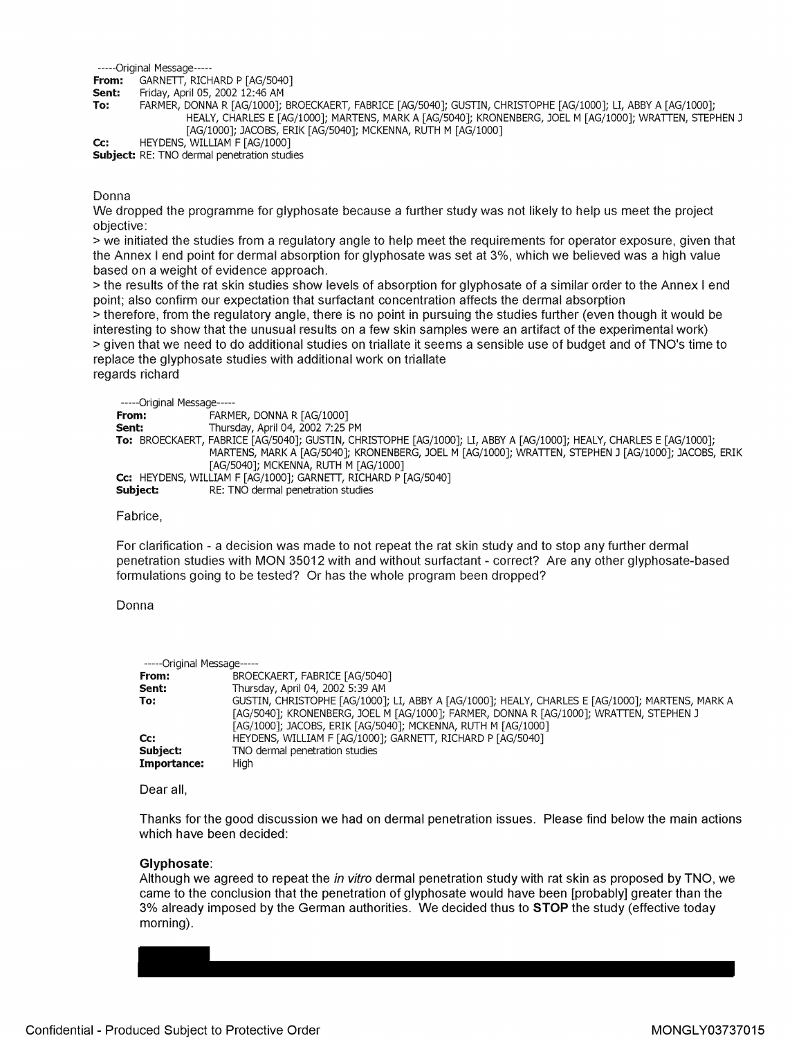-----Original Message-----
**From:** GARNETT, RICHARD P [AG/5040]
**Sent:** Friday, April 05, 2002 12:46 AM
**To:** FARMER, DONNA R [AG/1000]; BROECKAERT, FABRICE [AG/5040]; GUSTIN, CHRISTOPHE [AG/1000]; LI, ABBY A [AG/1000]; HEALY, CHARLES E [AG/1000]; MARTENS, MARK A [AG/5040]; KRONENBERG, JOEL M [AG/1000]; WRATTEN, STEPHEN J [AG/1000]; JACOBS, ERIK [AG/5040]; MCKENNA, RUTH M [AG/1000]
**Cc:** HEYDENS, WILLIAM F [AG/1000]
**Subject:** RE: TNO dermal penetration studies

Donna
We dropped the programme for glyphosate because a further study was not likely to help us meet the project objective:
> we initiated the studies from a regulatory angle to help meet the requirements for operator exposure, given that the Annex I end point for dermal absorption for glyphosate was set at 3%, which we believed was a high value based on a weight of evidence approach.
> the results of the rat skin studies show levels of absorption for glyphosate of a similar order to the Annex I end point; also confirm our expectation that surfactant concentration affects the dermal absorption
> therefore, from the regulatory angle, there is no point in pursuing the studies further (even though it would be interesting to show that the unusual results on a few skin samples were an artifact of the experimental work)
> given that we need to do additional studies on triallate it seems a sensible use of budget and of TNO's time to replace the glyphosate studies with additional work on triallate
regards richard

-----Original Message-----
**From:** FARMER, DONNA R [AG/1000]
**Sent:** Thursday, April 04, 2002 7:25 PM
**To:** BROECKAERT, FABRICE [AG/5040]; GUSTIN, CHRISTOPHE [AG/1000]; LI, ABBY A [AG/1000]; HEALY, CHARLES E [AG/1000]; MARTENS, MARK A [AG/5040]; KRONENBERG, JOEL M [AG/1000]; WRATTEN, STEPHEN J [AG/1000]; JACOBS, ERIK [AG/5040]; MCKENNA, RUTH M [AG/1000]
**Cc:** HEYDENS, WILLIAM F [AG/1000]; GARNETT, RICHARD P [AG/5040]
**Subject:** RE: TNO dermal penetration studies

Fabrice,

For clarification - a decision was made to not repeat the rat skin study and to stop any further dermal penetration studies with MON 35012 with and without surfactant - correct? Are any other glyphosate-based formulations going to be tested? Or has the whole program been dropped?

Donna

-----Original Message-----
**From:** BROECKAERT, FABRICE [AG/5040]
**Sent:** Thursday, April 04, 2002 5:39 AM
**To:** GUSTIN, CHRISTOPHE [AG/1000]; LI, ABBY A [AG/1000]; HEALY, CHARLES E [AG/1000]; MARTENS, MARK A [AG/5040]; KRONENBERG, JOEL M [AG/1000]; FARMER, DONNA R [AG/1000]; WRATTEN, STEPHEN J [AG/1000]; JACOBS, ERIK [AG/5040]; MCKENNA, RUTH M [AG/1000]
**Cc:** HEYDENS, WILLIAM F [AG/1000]; GARNETT, RICHARD P [AG/5040]
**Subject:** TNO dermal penetration studies
**Importance:** High

Dear all,

Thanks for the good discussion we had on dermal penetration issues. Please find below the main actions which have been decided:

**Glyphosate**:
Although we agreed to repeat the *in vitro* dermal penetration study with rat skin as proposed by TNO, we came to the conclusion that the penetration of glyphosate would have been [probably] greater than the 3% already imposed by the German authorities. We decided thus to **STOP** the study (effective today morning).

Confidential - Produced Subject to Protective Order

MONGLY03737015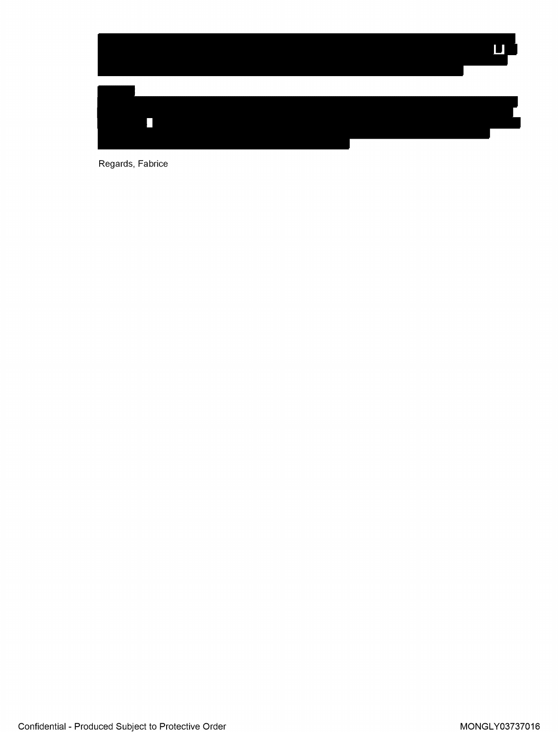Regards, Fabrice